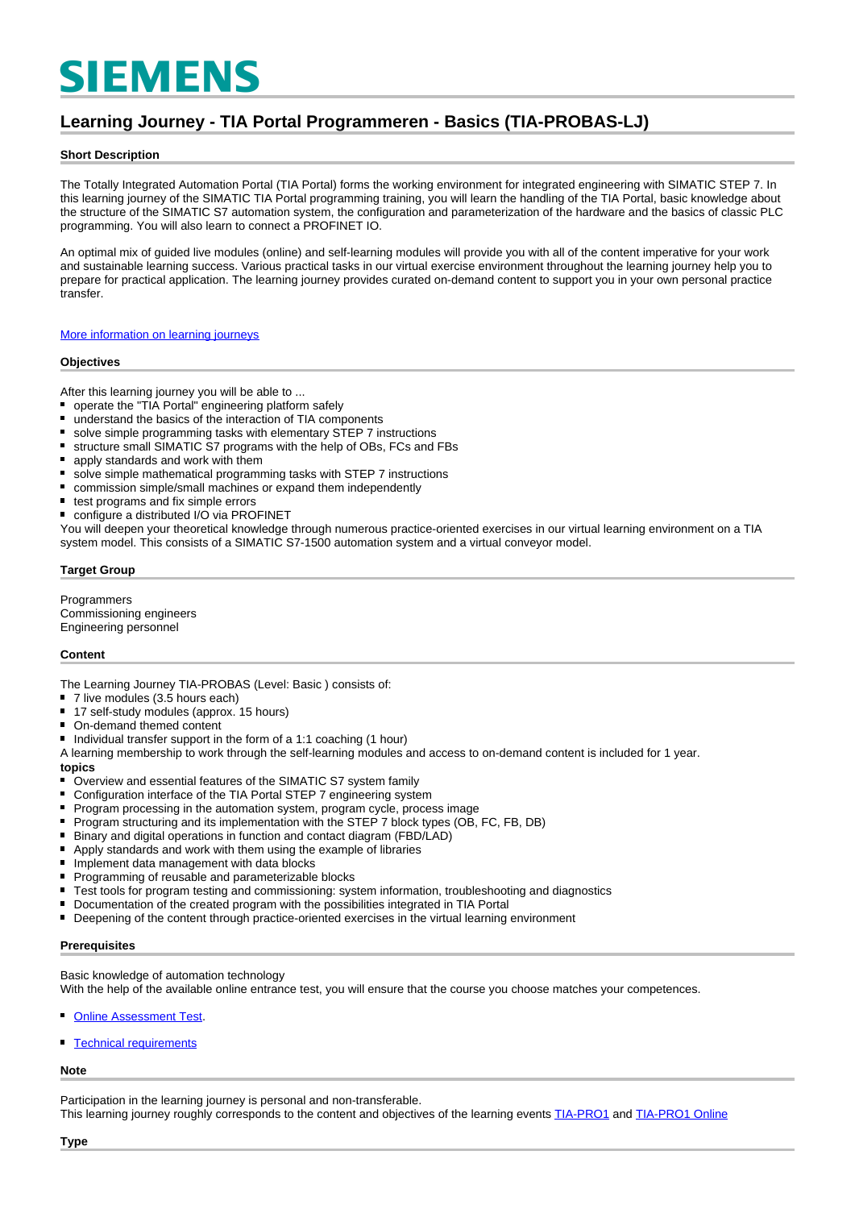SIEMENS

# Learning Journey - TIA Portal Programmeren - Basics (TIA-PROBAS-LJ)

## Short Description

The Totally Integrated Automation Portal (TIA Portal) forms the working environment for integrated engineering with SIMATIC STEP 7. In this learning journey of the SIMATIC TIA Portal programming training, you will learn the handling of the TIA Portal, basic knowledge about the structure of the SIMATIC S7 automation system, the configuration and parameterization of the hardware and the basics of classic PLC programming. You will also learn to connect a PROFINET IO.

An optimal mix of guided live modules (online) and self-learning modules will provide you with all of the content imperative for your work and sustainable learning success. Various practical tasks in our virtual exercise environment throughout the learning journey help you to prepare for practical application. The learning journey provides curated on-demand content to support you in your own personal practice transfer.

More information on learning journeys

## Objectives

After this learning journey you will be able to ...

- operate the "TIA Portal" engineering platform safely
- understand the basics of the interaction of TIA components
- solve simple programming tasks with elementary STEP 7 instructions
- structure small SIMATIC S7 programs with the help of OBs, FCs and FBs
- apply standards and work with them
- solve simple mathematical programming tasks with STEP 7 instructions
- commission simple/small machines or expand them independently
- test programs and fix simple errors
- configure a distributed I/O via PROFINET

You will deepen your theoretical knowledge through numerous practice-oriented exercises in our virtual learning environment on a TIA system model. This consists of a SIMATIC S7-1500 automation system and a virtual conveyor model.

## Target Group

Programmers
Commissioning engineers
Engineering personnel

## Content

The Learning Journey TIA-PROBAS (Level: Basic ) consists of:

- 7 live modules (3.5 hours each)
- 17 self-study modules (approx. 15 hours)
- On-demand themed content
- Individual transfer support in the form of a 1:1 coaching (1 hour)

A learning membership to work through the self-learning modules and access to on-demand content is included for 1 year.

**topics**

- Overview and essential features of the SIMATIC S7 system family
- Configuration interface of the TIA Portal STEP 7 engineering system
- Program processing in the automation system, program cycle, process image
- Program structuring and its implementation with the STEP 7 block types (OB, FC, FB, DB)
- Binary and digital operations in function and contact diagram (FBD/LAD)
- Apply standards and work with them using the example of libraries
- Implement data management with data blocks
- Programming of reusable and parameterizable blocks
- Test tools for program testing and commissioning: system information, troubleshooting and diagnostics
- Documentation of the created program with the possibilities integrated in TIA Portal
- Deepening of the content through practice-oriented exercises in the virtual learning environment

## Prerequisites

Basic knowledge of automation technology
With the help of the available online entrance test, you will ensure that the course you choose matches your competences.

- Online Assessment Test.
- Technical requirements

## Note

Participation in the learning journey is personal and non-transferable.
This learning journey roughly corresponds to the content and objectives of the learning events TIA-PRO1 and TIA-PRO1 Online

## Type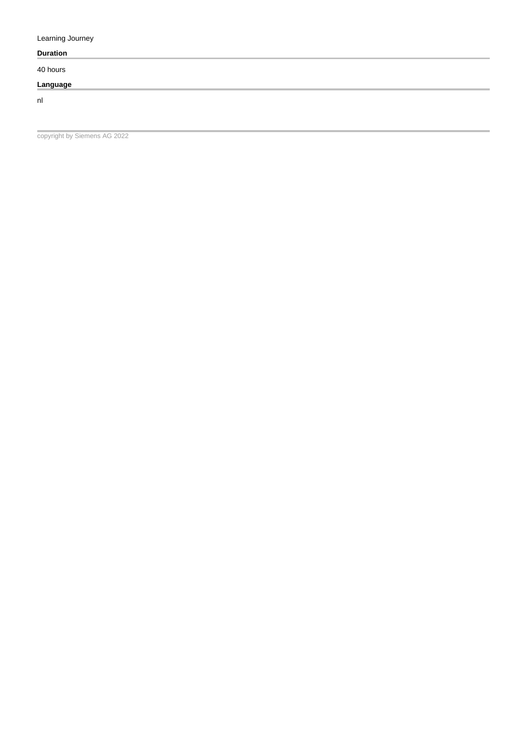Learning Journey

**Duration**

40 hours

**Language**

nl

copyright by Siemens AG 2022